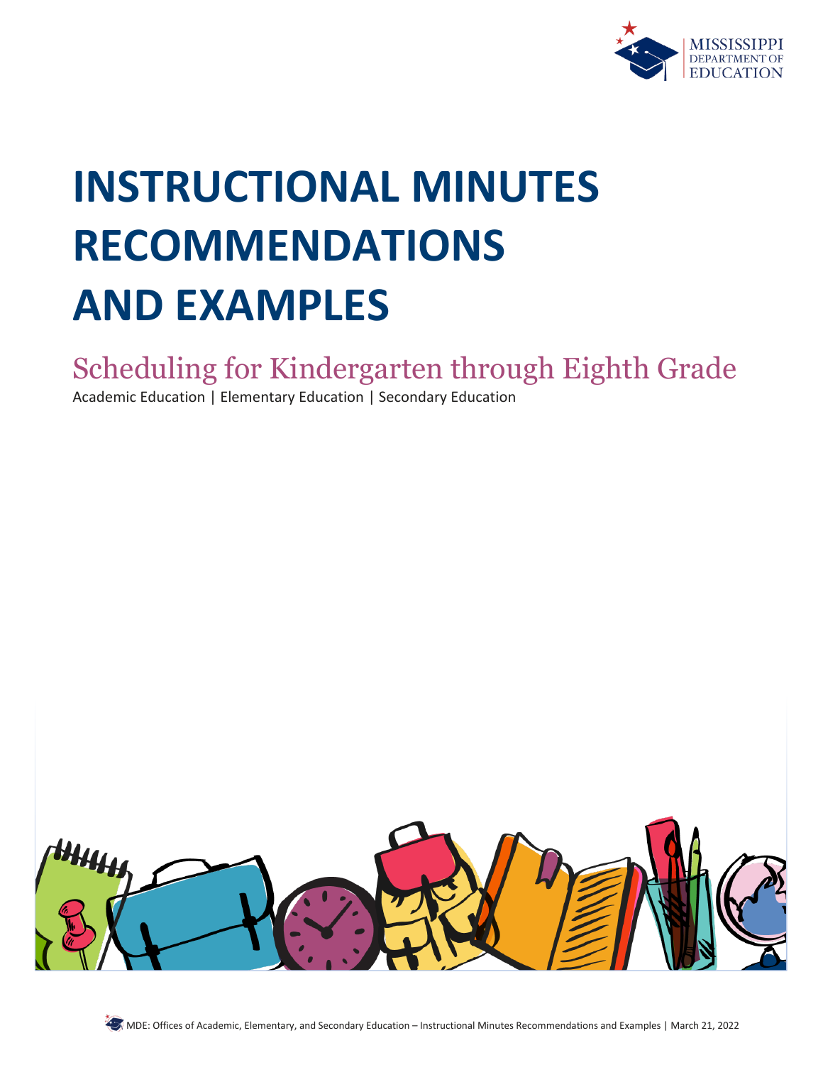# INSTRUCTIONAL MINUTES RECOMMENDATIONS AND EXAMPLES

## Scheduling for Kindergarten through Eighth Grade

Academic Education | Elementary Education | Secondary Education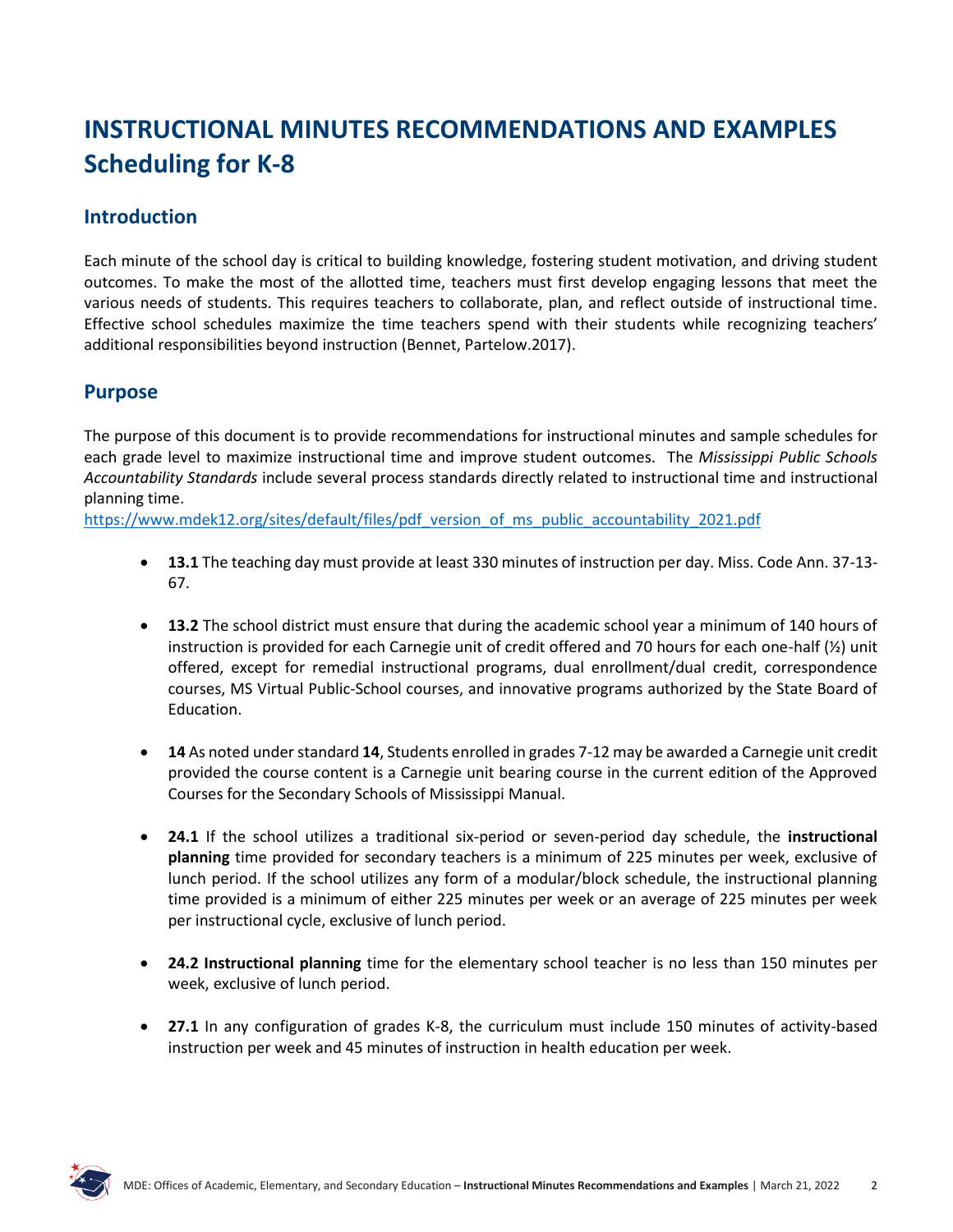# INSTRUCTIONAL MINUTES RECOMMENDATIONS AND EXAMPLES
# Scheduling for K-8

## Introduction

Each minute of the school day is critical to building knowledge, fostering student motivation, and driving student outcomes. To make the most of the allotted time, teachers must first develop engaging lessons that meet the various needs of students. This requires teachers to collaborate, plan, and reflect outside of instructional time. Effective school schedules maximize the time teachers spend with their students while recognizing teachers' additional responsibilities beyond instruction (Bennet, Partelow.2017).

## Purpose

The purpose of this document is to provide recommendations for instructional minutes and sample schedules for each grade level to maximize instructional time and improve student outcomes. The *Mississippi Public Schools Accountability Standards* include several process standards directly related to instructional time and instructional planning time.
https://www.mdek12.org/sites/default/files/pdf_version_of_ms_public_accountability_2021.pdf

- **13.1** The teaching day must provide at least 330 minutes of instruction per day. Miss. Code Ann. 37-13-67.

- **13.2** The school district must ensure that during the academic school year a minimum of 140 hours of instruction is provided for each Carnegie unit of credit offered and 70 hours for each one-half (½) unit offered, except for remedial instructional programs, dual enrollment/dual credit, correspondence courses, MS Virtual Public-School courses, and innovative programs authorized by the State Board of Education.

- **14** As noted under standard **14**, Students enrolled in grades 7-12 may be awarded a Carnegie unit credit provided the course content is a Carnegie unit bearing course in the current edition of the Approved Courses for the Secondary Schools of Mississippi Manual.

- **24.1** If the school utilizes a traditional six-period or seven-period day schedule, the **instructional planning** time provided for secondary teachers is a minimum of 225 minutes per week, exclusive of lunch period. If the school utilizes any form of a modular/block schedule, the instructional planning time provided is a minimum of either 225 minutes per week or an average of 225 minutes per week per instructional cycle, exclusive of lunch period.

- **24.2 Instructional planning** time for the elementary school teacher is no less than 150 minutes per week, exclusive of lunch period.

- **27.1** In any configuration of grades K-8, the curriculum must include 150 minutes of activity-based instruction per week and 45 minutes of instruction in health education per week.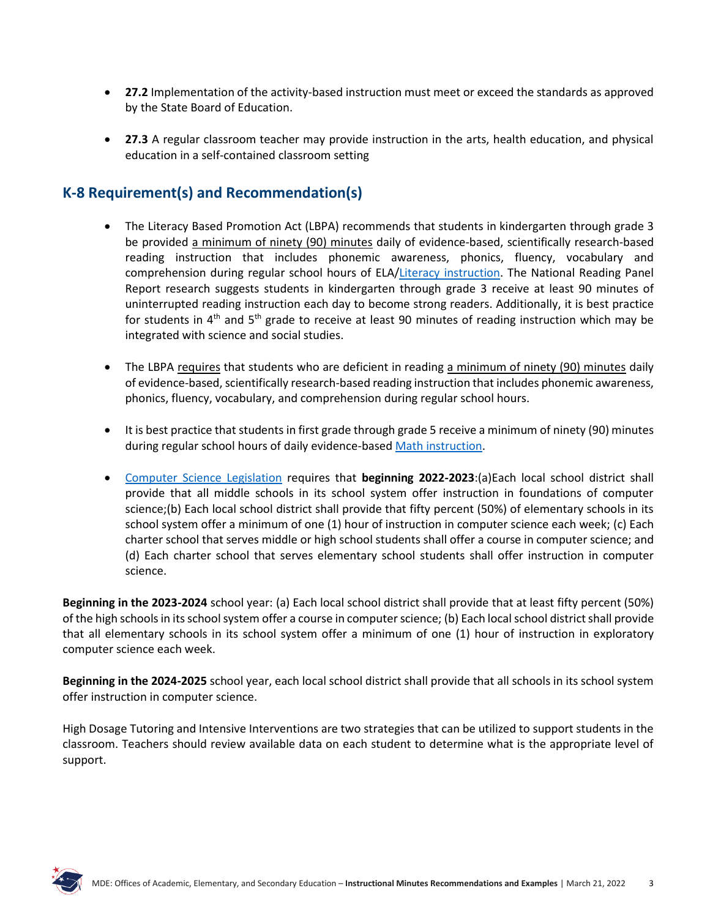- **27.2** Implementation of the activity-based instruction must meet or exceed the standards as approved by the State Board of Education.

- **27.3** A regular classroom teacher may provide instruction in the arts, health education, and physical education in a self-contained classroom setting

## K-8 Requirement(s) and Recommendation(s)

- The Literacy Based Promotion Act (LBPA) recommends that students in kindergarten through grade 3 be provided a minimum of ninety (90) minutes daily of evidence-based, scientifically research-based reading instruction that includes phonemic awareness, phonics, fluency, vocabulary and comprehension during regular school hours of ELA/Literacy instruction. The National Reading Panel Report research suggests students in kindergarten through grade 3 receive at least 90 minutes of uninterrupted reading instruction each day to become strong readers. Additionally, it is best practice for students in 4th and 5th grade to receive at least 90 minutes of reading instruction which may be integrated with science and social studies.

- The LBPA requires that students who are deficient in reading a minimum of ninety (90) minutes daily of evidence-based, scientifically research-based reading instruction that includes phonemic awareness, phonics, fluency, vocabulary, and comprehension during regular school hours.

- It is best practice that students in first grade through grade 5 receive a minimum of ninety (90) minutes during regular school hours of daily evidence-based Math instruction.

- Computer Science Legislation requires that **beginning 2022-2023**:(a)Each local school district shall provide that all middle schools in its school system offer instruction in foundations of computer science;(b) Each local school district shall provide that fifty percent (50%) of elementary schools in its school system offer a minimum of one (1) hour of instruction in computer science each week; (c) Each charter school that serves middle or high school students shall offer a course in computer science; and (d) Each charter school that serves elementary school students shall offer instruction in computer science.

**Beginning in the 2023-2024** school year: (a) Each local school district shall provide that at least fifty percent (50%) of the high schools in its school system offer a course in computer science; (b) Each local school district shall provide that all elementary schools in its school system offer a minimum of one (1) hour of instruction in exploratory computer science each week.

**Beginning in the 2024-2025** school year, each local school district shall provide that all schools in its school system offer instruction in computer science.

High Dosage Tutoring and Intensive Interventions are two strategies that can be utilized to support students in the classroom. Teachers should review available data on each student to determine what is the appropriate level of support.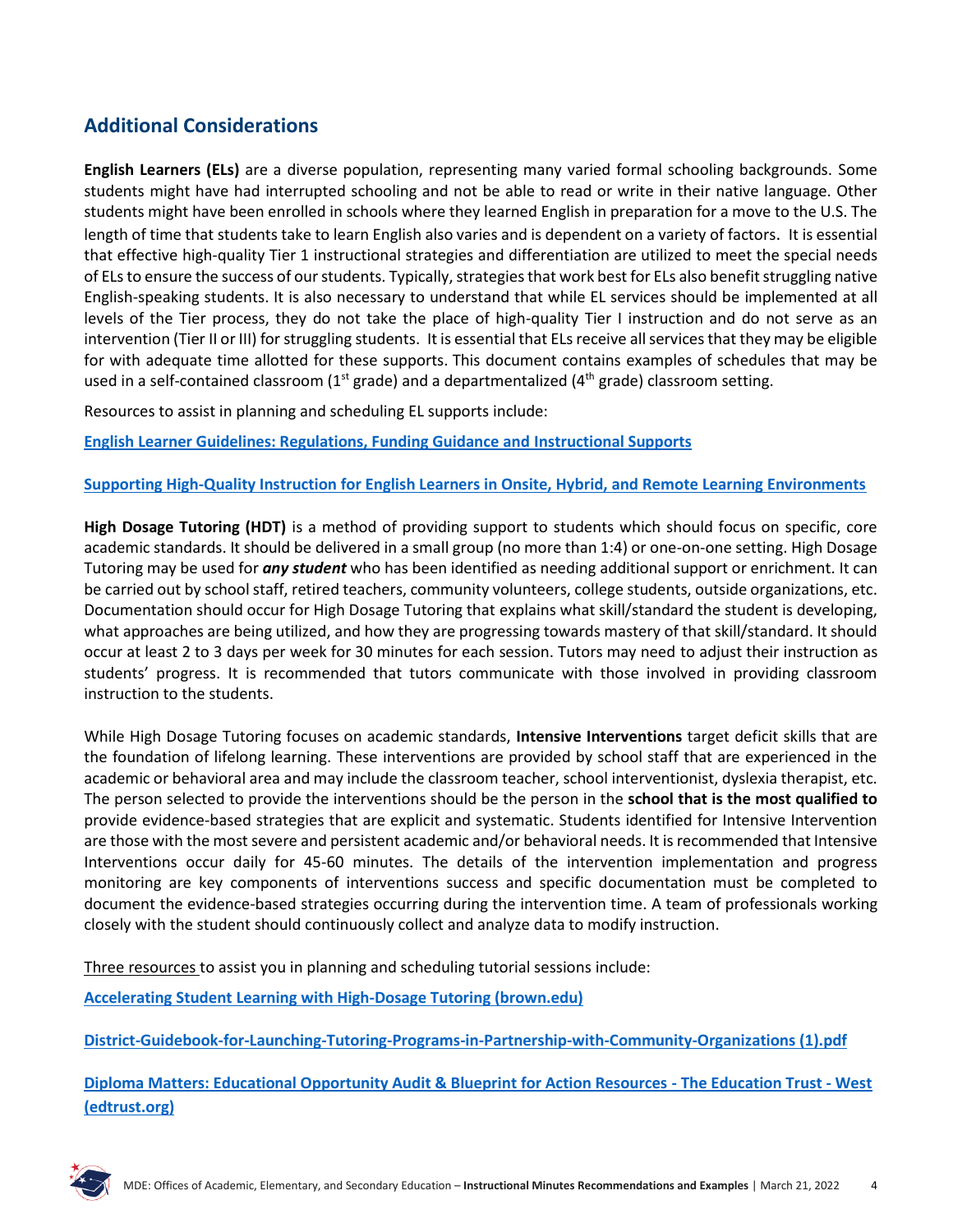## Additional Considerations

**English Learners (ELs)** are a diverse population, representing many varied formal schooling backgrounds. Some students might have had interrupted schooling and not be able to read or write in their native language. Other students might have been enrolled in schools where they learned English in preparation for a move to the U.S. The length of time that students take to learn English also varies and is dependent on a variety of factors. It is essential that effective high-quality Tier 1 instructional strategies and differentiation are utilized to meet the special needs of ELs to ensure the success of our students. Typically, strategies that work best for ELs also benefit struggling native English-speaking students. It is also necessary to understand that while EL services should be implemented at all levels of the Tier process, they do not take the place of high-quality Tier I instruction and do not serve as an intervention (Tier II or III) for struggling students. It is essential that ELs receive all services that they may be eligible for with adequate time allotted for these supports. This document contains examples of schedules that may be used in a self-contained classroom (1st grade) and a departmentalized (4th grade) classroom setting.

Resources to assist in planning and scheduling EL supports include:

**English Learner Guidelines: Regulations, Funding Guidance and Instructional Supports**

**Supporting High-Quality Instruction for English Learners in Onsite, Hybrid, and Remote Learning Environments**

**High Dosage Tutoring (HDT)** is a method of providing support to students which should focus on specific, core academic standards. It should be delivered in a small group (no more than 1:4) or one-on-one setting. High Dosage Tutoring may be used for ***any student*** who has been identified as needing additional support or enrichment. It can be carried out by school staff, retired teachers, community volunteers, college students, outside organizations, etc. Documentation should occur for High Dosage Tutoring that explains what skill/standard the student is developing, what approaches are being utilized, and how they are progressing towards mastery of that skill/standard. It should occur at least 2 to 3 days per week for 30 minutes for each session. Tutors may need to adjust their instruction as students' progress. It is recommended that tutors communicate with those involved in providing classroom instruction to the students.

While High Dosage Tutoring focuses on academic standards, **Intensive Interventions** target deficit skills that are the foundation of lifelong learning. These interventions are provided by school staff that are experienced in the academic or behavioral area and may include the classroom teacher, school interventionist, dyslexia therapist, etc. The person selected to provide the interventions should be the person in the **school that is the most qualified to** provide evidence-based strategies that are explicit and systematic. Students identified for Intensive Intervention are those with the most severe and persistent academic and/or behavioral needs. It is recommended that Intensive Interventions occur daily for 45-60 minutes. The details of the intervention implementation and progress monitoring are key components of interventions success and specific documentation must be completed to document the evidence-based strategies occurring during the intervention time. A team of professionals working closely with the student should continuously collect and analyze data to modify instruction.

Three resources to assist you in planning and scheduling tutorial sessions include:

**Accelerating Student Learning with High-Dosage Tutoring (brown.edu)**

**District-Guidebook-for-Launching-Tutoring-Programs-in-Partnership-with-Community-Organizations (1).pdf**

**Diploma Matters: Educational Opportunity Audit & Blueprint for Action Resources - The Education Trust - West (edtrust.org)**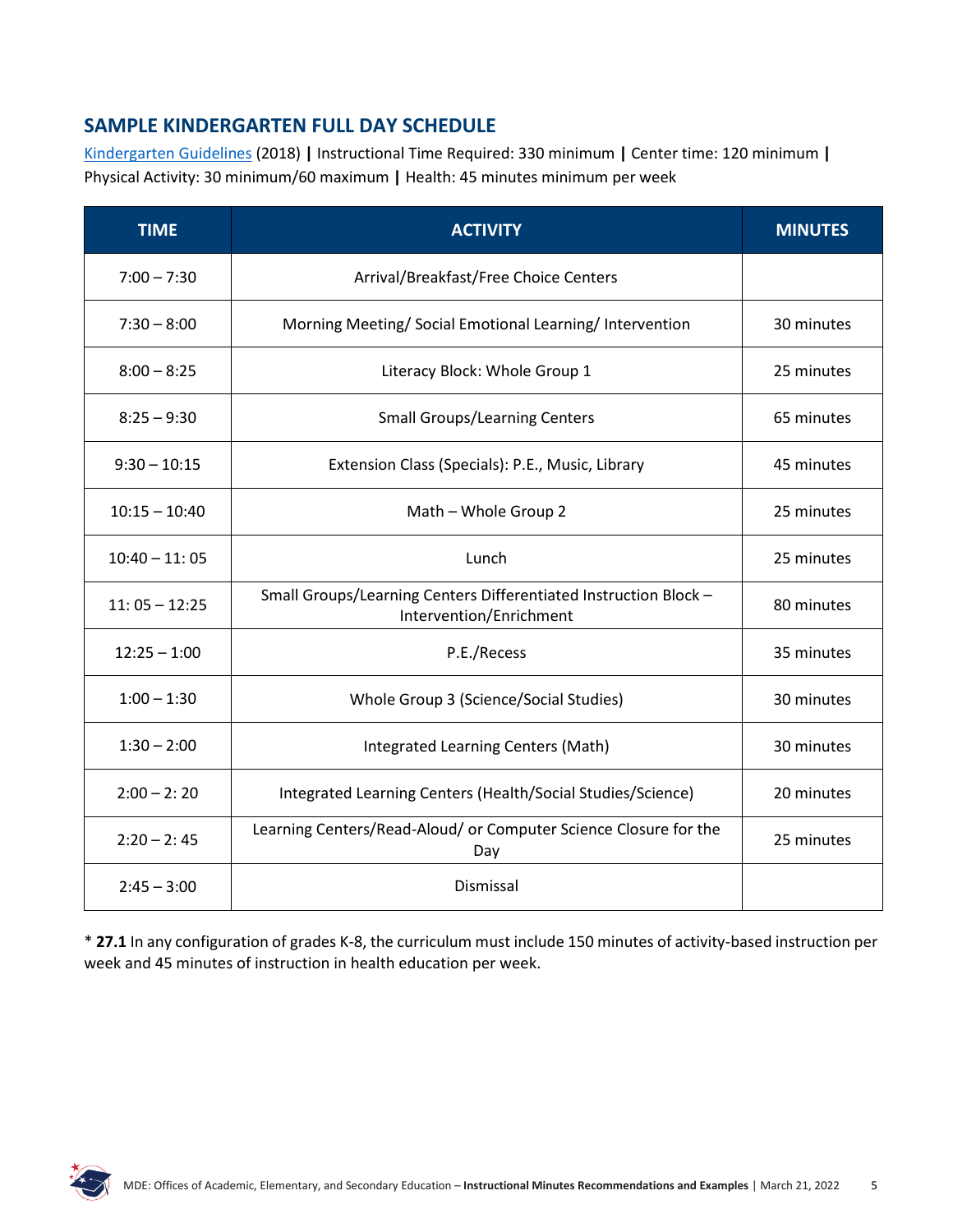## SAMPLE KINDERGARTEN FULL DAY SCHEDULE

Kindergarten Guidelines (2018) **|** Instructional Time Required: 330 minimum **|** Center time: 120 minimum **|** Physical Activity: 30 minimum/60 maximum **|** Health: 45 minutes minimum per week

| TIME | ACTIVITY | MINUTES |
|---|---|---|
| 7:00 – 7:30 | Arrival/Breakfast/Free Choice Centers | |
| 7:30 – 8:00 | Morning Meeting/ Social Emotional Learning/ Intervention | 30 minutes |
| 8:00 – 8:25 | Literacy Block: Whole Group 1 | 25 minutes |
| 8:25 – 9:30 | Small Groups/Learning Centers | 65 minutes |
| 9:30 – 10:15 | Extension Class (Specials): P.E., Music, Library | 45 minutes |
| 10:15 – 10:40 | Math – Whole Group 2 | 25 minutes |
| 10:40 – 11: 05 | Lunch | 25 minutes |
| 11: 05 – 12:25 | Small Groups/Learning Centers Differentiated Instruction Block – Intervention/Enrichment | 80 minutes |
| 12:25 – 1:00 | P.E./Recess | 35 minutes |
| 1:00 – 1:30 | Whole Group 3 (Science/Social Studies) | 30 minutes |
| 1:30 – 2:00 | Integrated Learning Centers (Math) | 30 minutes |
| 2:00 – 2: 20 | Integrated Learning Centers (Health/Social Studies/Science) | 20 minutes |
| 2:20 – 2: 45 | Learning Centers/Read-Aloud/ or Computer Science Closure for the Day | 25 minutes |
| 2:45 – 3:00 | Dismissal | |

* **27.1** In any configuration of grades K-8, the curriculum must include 150 minutes of activity-based instruction per week and 45 minutes of instruction in health education per week.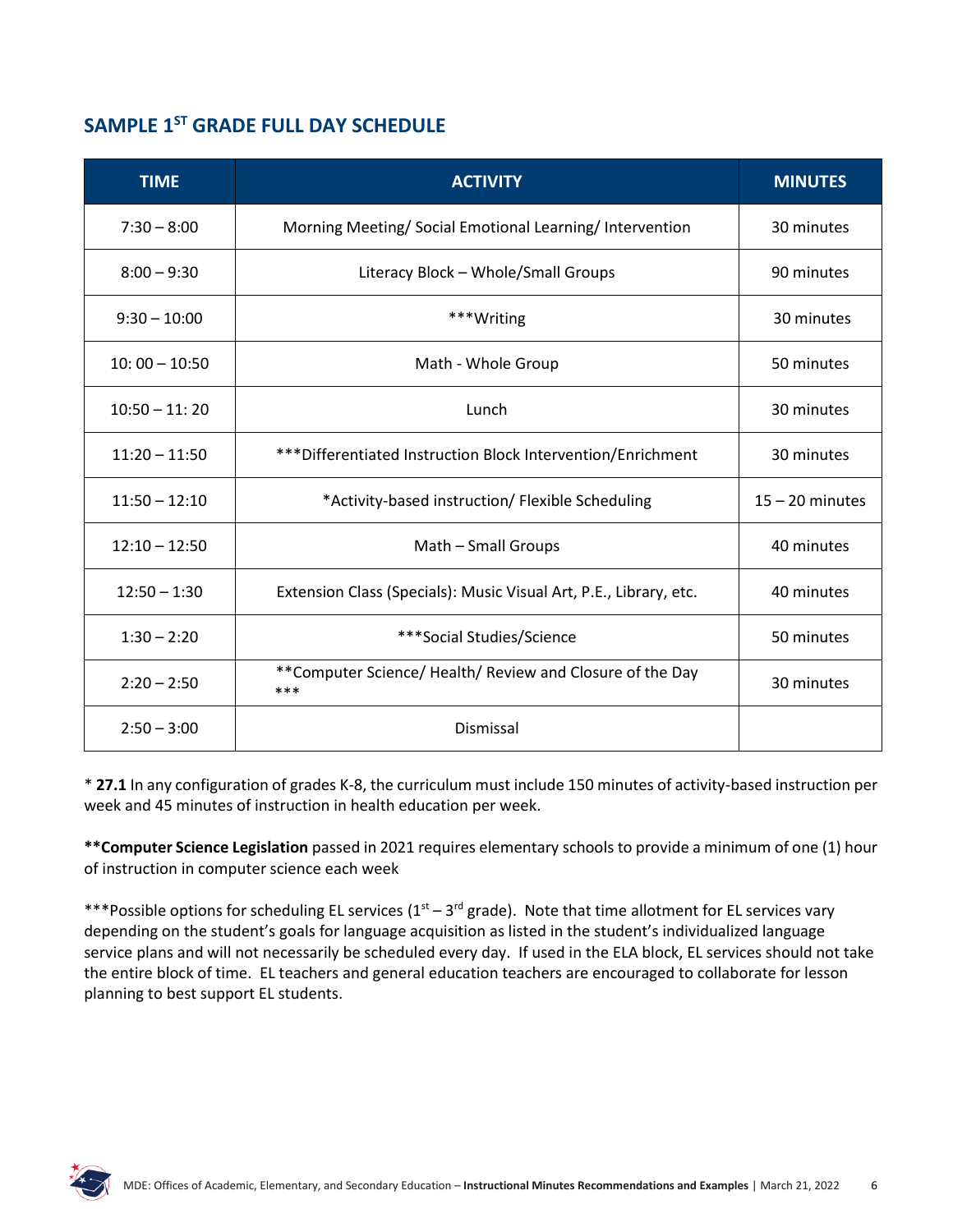## SAMPLE 1ST GRADE FULL DAY SCHEDULE

| TIME | ACTIVITY | MINUTES |
|---|---|---|
| 7:30 – 8:00 | Morning Meeting/ Social Emotional Learning/ Intervention | 30 minutes |
| 8:00 – 9:30 | Literacy Block – Whole/Small Groups | 90 minutes |
| 9:30 – 10:00 | ***Writing | 30 minutes |
| 10: 00 – 10:50 | Math - Whole Group | 50 minutes |
| 10:50 – 11: 20 | Lunch | 30 minutes |
| 11:20 – 11:50 | ***Differentiated Instruction Block Intervention/Enrichment | 30 minutes |
| 11:50 – 12:10 | *Activity-based instruction/ Flexible Scheduling | 15 – 20 minutes |
| 12:10 – 12:50 | Math – Small Groups | 40 minutes |
| 12:50 – 1:30 | Extension Class (Specials): Music Visual Art, P.E., Library, etc. | 40 minutes |
| 1:30 – 2:20 | ***Social Studies/Science | 50 minutes |
| 2:20 – 2:50 | **Computer Science/ Health/ Review and Closure of the Day *** | 30 minutes |
| 2:50 – 3:00 | Dismissal | |

* **27.1** In any configuration of grades K-8, the curriculum must include 150 minutes of activity-based instruction per week and 45 minutes of instruction in health education per week.

****Computer Science Legislation** passed in 2021 requires elementary schools to provide a minimum of one (1) hour of instruction in computer science each week

***Possible options for scheduling EL services (1st – 3rd grade). Note that time allotment for EL services vary depending on the student's goals for language acquisition as listed in the student's individualized language service plans and will not necessarily be scheduled every day. If used in the ELA block, EL services should not take the entire block of time. EL teachers and general education teachers are encouraged to collaborate for lesson planning to best support EL students.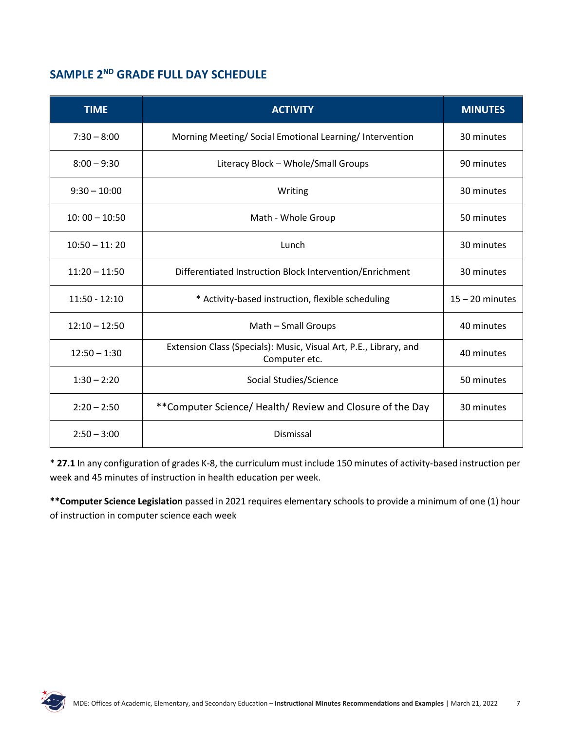## SAMPLE 2ND GRADE FULL DAY SCHEDULE

| TIME | ACTIVITY | MINUTES |
|---|---|---|
| 7:30 – 8:00 | Morning Meeting/ Social Emotional Learning/ Intervention | 30 minutes |
| 8:00 – 9:30 | Literacy Block – Whole/Small Groups | 90 minutes |
| 9:30 – 10:00 | Writing | 30 minutes |
| 10: 00 – 10:50 | Math - Whole Group | 50 minutes |
| 10:50 – 11: 20 | Lunch | 30 minutes |
| 11:20 – 11:50 | Differentiated Instruction Block Intervention/Enrichment | 30 minutes |
| 11:50 - 12:10 | * Activity-based instruction, flexible scheduling | 15 – 20 minutes |
| 12:10 – 12:50 | Math – Small Groups | 40 minutes |
| 12:50 – 1:30 | Extension Class (Specials): Music, Visual Art, P.E., Library, and Computer etc. | 40 minutes |
| 1:30 – 2:20 | Social Studies/Science | 50 minutes |
| 2:20 – 2:50 | **Computer Science/ Health/ Review and Closure of the Day | 30 minutes |
| 2:50 – 3:00 | Dismissal | |

* **27.1** In any configuration of grades K-8, the curriculum must include 150 minutes of activity-based instruction per week and 45 minutes of instruction in health education per week.

****Computer Science Legislation** passed in 2021 requires elementary schools to provide a minimum of one (1) hour of instruction in computer science each week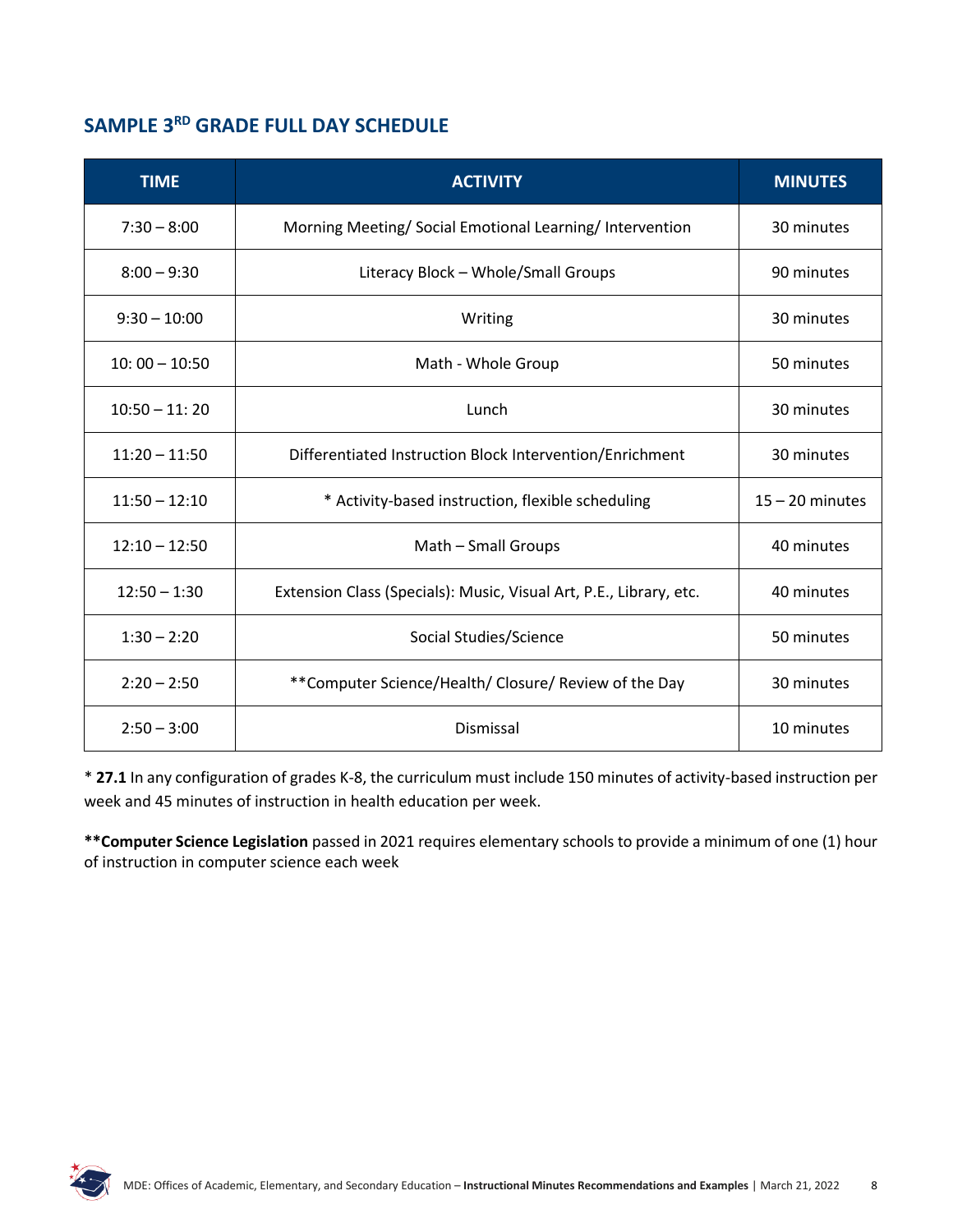## SAMPLE 3RD GRADE FULL DAY SCHEDULE

| TIME | ACTIVITY | MINUTES |
|---|---|---|
| 7:30 – 8:00 | Morning Meeting/ Social Emotional Learning/ Intervention | 30 minutes |
| 8:00 – 9:30 | Literacy Block – Whole/Small Groups | 90 minutes |
| 9:30 – 10:00 | Writing | 30 minutes |
| 10: 00 – 10:50 | Math - Whole Group | 50 minutes |
| 10:50 – 11: 20 | Lunch | 30 minutes |
| 11:20 – 11:50 | Differentiated Instruction Block Intervention/Enrichment | 30 minutes |
| 11:50 – 12:10 | * Activity-based instruction, flexible scheduling | 15 – 20 minutes |
| 12:10 – 12:50 | Math – Small Groups | 40 minutes |
| 12:50 – 1:30 | Extension Class (Specials): Music, Visual Art, P.E., Library, etc. | 40 minutes |
| 1:30 – 2:20 | Social Studies/Science | 50 minutes |
| 2:20 – 2:50 | **Computer Science/Health/ Closure/ Review of the Day | 30 minutes |
| 2:50 – 3:00 | Dismissal | 10 minutes |

* **27.1** In any configuration of grades K-8, the curriculum must include 150 minutes of activity-based instruction per week and 45 minutes of instruction in health education per week.

****Computer Science Legislation** passed in 2021 requires elementary schools to provide a minimum of one (1) hour of instruction in computer science each week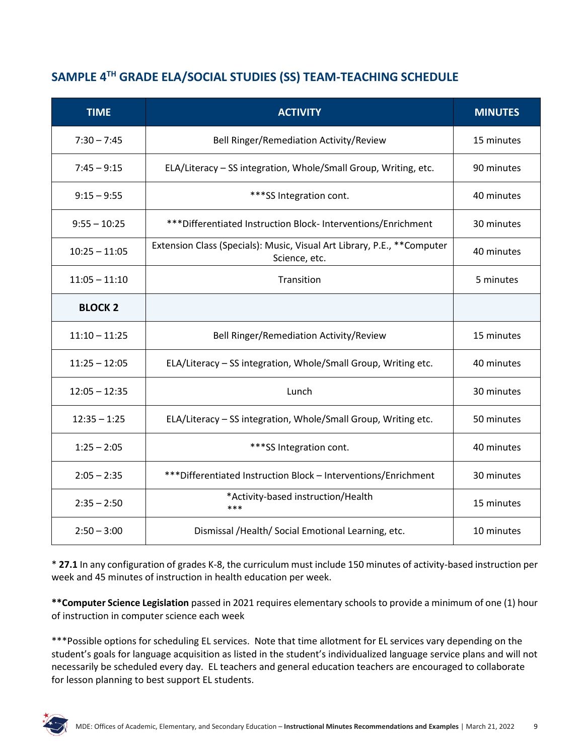## SAMPLE 4TH GRADE ELA/SOCIAL STUDIES (SS) TEAM-TEACHING SCHEDULE

| TIME | ACTIVITY | MINUTES |
|---|---|---|
| 7:30 – 7:45 | Bell Ringer/Remediation Activity/Review | 15 minutes |
| 7:45 – 9:15 | ELA/Literacy – SS integration, Whole/Small Group, Writing, etc. | 90 minutes |
| 9:15 – 9:55 | ***SS Integration cont. | 40 minutes |
| 9:55 – 10:25 | ***Differentiated Instruction Block- Interventions/Enrichment | 30 minutes |
| 10:25 – 11:05 | Extension Class (Specials): Music, Visual Art Library, P.E., **Computer Science, etc. | 40 minutes |
| 11:05 – 11:10 | Transition | 5 minutes |
| **BLOCK 2** | | |
| 11:10 – 11:25 | Bell Ringer/Remediation Activity/Review | 15 minutes |
| 11:25 – 12:05 | ELA/Literacy – SS integration, Whole/Small Group, Writing etc. | 40 minutes |
| 12:05 – 12:35 | Lunch | 30 minutes |
| 12:35 – 1:25 | ELA/Literacy – SS integration, Whole/Small Group, Writing etc. | 50 minutes |
| 1:25 – 2:05 | ***SS Integration cont. | 40 minutes |
| 2:05 – 2:35 | ***Differentiated Instruction Block – Interventions/Enrichment | 30 minutes |
| 2:35 – 2:50 | *Activity-based instruction/Health *** | 15 minutes |
| 2:50 – 3:00 | Dismissal /Health/ Social Emotional Learning, etc. | 10 minutes |

* **27.1** In any configuration of grades K-8, the curriculum must include 150 minutes of activity-based instruction per week and 45 minutes of instruction in health education per week.

****Computer Science Legislation** passed in 2021 requires elementary schools to provide a minimum of one (1) hour of instruction in computer science each week

***Possible options for scheduling EL services. Note that time allotment for EL services vary depending on the student's goals for language acquisition as listed in the student's individualized language service plans and will not necessarily be scheduled every day. EL teachers and general education teachers are encouraged to collaborate for lesson planning to best support EL students.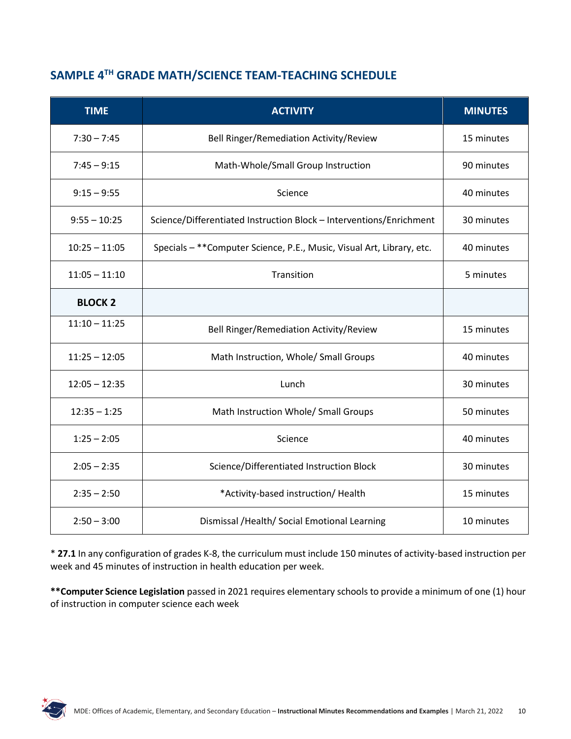## SAMPLE 4TH GRADE MATH/SCIENCE TEAM-TEACHING SCHEDULE

| TIME | ACTIVITY | MINUTES |
|---|---|---|
| 7:30 – 7:45 | Bell Ringer/Remediation Activity/Review | 15 minutes |
| 7:45 – 9:15 | Math-Whole/Small Group Instruction | 90 minutes |
| 9:15 – 9:55 | Science | 40 minutes |
| 9:55 – 10:25 | Science/Differentiated Instruction Block – Interventions/Enrichment | 30 minutes |
| 10:25 – 11:05 | Specials – **Computer Science, P.E., Music, Visual Art, Library, etc. | 40 minutes |
| 11:05 – 11:10 | Transition | 5 minutes |
| **BLOCK 2** | | |
| 11:10 – 11:25 | Bell Ringer/Remediation Activity/Review | 15 minutes |
| 11:25 – 12:05 | Math Instruction, Whole/ Small Groups | 40 minutes |
| 12:05 – 12:35 | Lunch | 30 minutes |
| 12:35 – 1:25 | Math Instruction Whole/ Small Groups | 50 minutes |
| 1:25 – 2:05 | Science | 40 minutes |
| 2:05 – 2:35 | Science/Differentiated Instruction Block | 30 minutes |
| 2:35 – 2:50 | *Activity-based instruction/ Health | 15 minutes |
| 2:50 – 3:00 | Dismissal /Health/ Social Emotional Learning | 10 minutes |

* **27.1** In any configuration of grades K-8, the curriculum must include 150 minutes of activity-based instruction per week and 45 minutes of instruction in health education per week.

****Computer Science Legislation** passed in 2021 requires elementary schools to provide a minimum of one (1) hour of instruction in computer science each week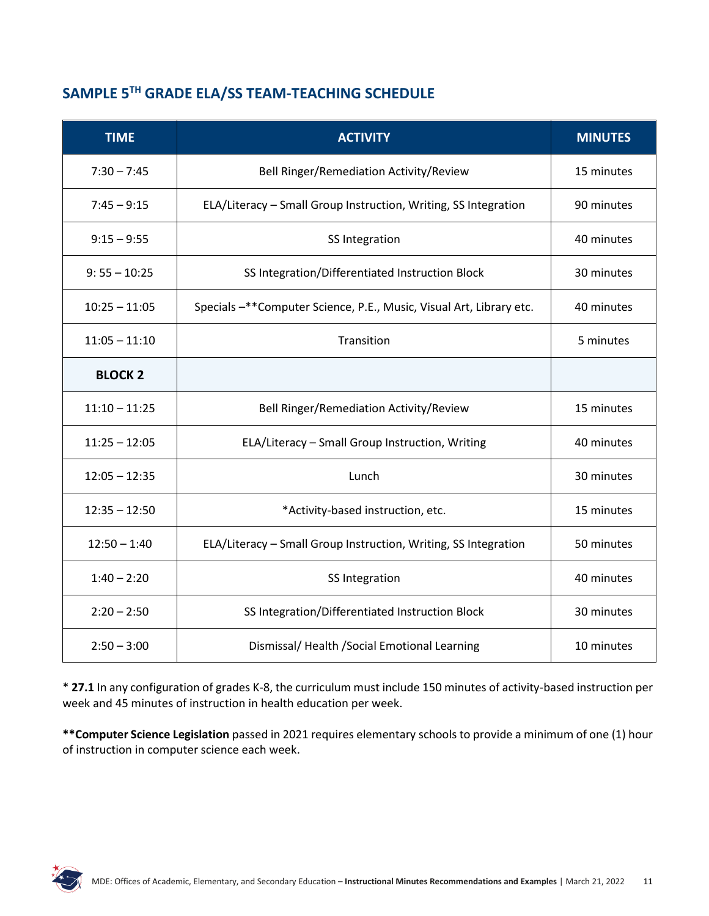## SAMPLE 5TH GRADE ELA/SS TEAM-TEACHING SCHEDULE

| TIME | ACTIVITY | MINUTES |
|---|---|---|
| 7:30 – 7:45 | Bell Ringer/Remediation Activity/Review | 15 minutes |
| 7:45 – 9:15 | ELA/Literacy – Small Group Instruction, Writing, SS Integration | 90 minutes |
| 9:15 – 9:55 | SS Integration | 40 minutes |
| 9: 55 – 10:25 | SS Integration/Differentiated Instruction Block | 30 minutes |
| 10:25 – 11:05 | Specials –**Computer Science, P.E., Music, Visual Art, Library etc. | 40 minutes |
| 11:05 – 11:10 | Transition | 5 minutes |
| **BLOCK 2** | | |
| 11:10 – 11:25 | Bell Ringer/Remediation Activity/Review | 15 minutes |
| 11:25 – 12:05 | ELA/Literacy – Small Group Instruction, Writing | 40 minutes |
| 12:05 – 12:35 | Lunch | 30 minutes |
| 12:35 – 12:50 | *Activity-based instruction, etc. | 15 minutes |
| 12:50 – 1:40 | ELA/Literacy – Small Group Instruction, Writing, SS Integration | 50 minutes |
| 1:40 – 2:20 | SS Integration | 40 minutes |
| 2:20 – 2:50 | SS Integration/Differentiated Instruction Block | 30 minutes |
| 2:50 – 3:00 | Dismissal/ Health /Social Emotional Learning | 10 minutes |

* **27.1** In any configuration of grades K-8, the curriculum must include 150 minutes of activity-based instruction per week and 45 minutes of instruction in health education per week.

****Computer Science Legislation** passed in 2021 requires elementary schools to provide a minimum of one (1) hour of instruction in computer science each week.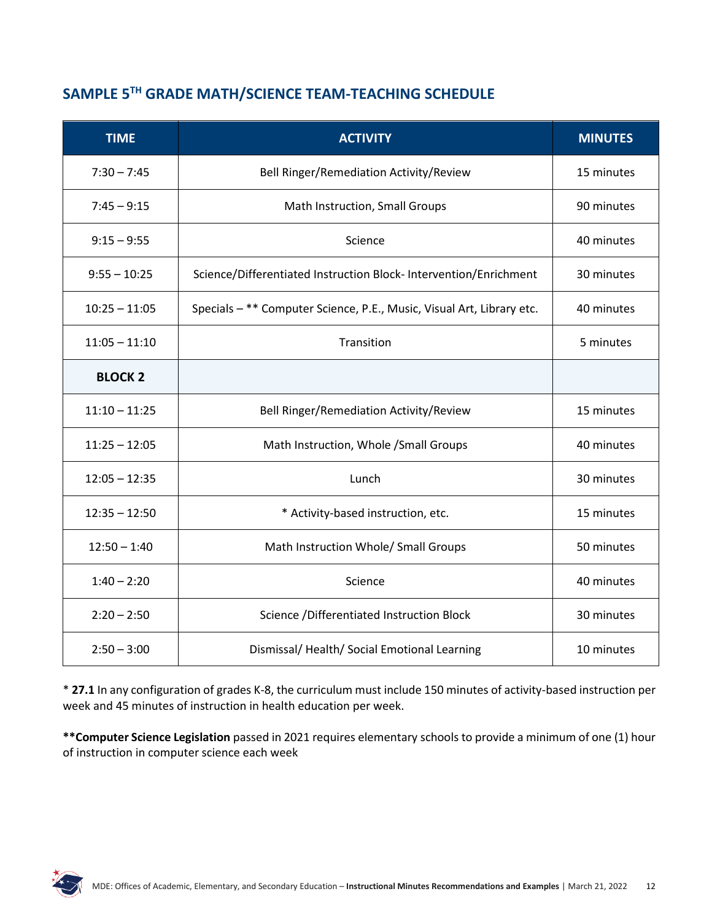## SAMPLE 5TH GRADE MATH/SCIENCE TEAM-TEACHING SCHEDULE

| TIME | ACTIVITY | MINUTES |
|---|---|---|
| 7:30 – 7:45 | Bell Ringer/Remediation Activity/Review | 15 minutes |
| 7:45 – 9:15 | Math Instruction, Small Groups | 90 minutes |
| 9:15 – 9:55 | Science | 40 minutes |
| 9:55 – 10:25 | Science/Differentiated Instruction Block- Intervention/Enrichment | 30 minutes |
| 10:25 – 11:05 | Specials – ** Computer Science, P.E., Music, Visual Art, Library etc. | 40 minutes |
| 11:05 – 11:10 | Transition | 5 minutes |
| **BLOCK 2** | | |
| 11:10 – 11:25 | Bell Ringer/Remediation Activity/Review | 15 minutes |
| 11:25 – 12:05 | Math Instruction, Whole /Small Groups | 40 minutes |
| 12:05 – 12:35 | Lunch | 30 minutes |
| 12:35 – 12:50 | * Activity-based instruction, etc. | 15 minutes |
| 12:50 – 1:40 | Math Instruction Whole/ Small Groups | 50 minutes |
| 1:40 – 2:20 | Science | 40 minutes |
| 2:20 – 2:50 | Science /Differentiated Instruction Block | 30 minutes |
| 2:50 – 3:00 | Dismissal/ Health/ Social Emotional Learning | 10 minutes |

* **27.1** In any configuration of grades K-8, the curriculum must include 150 minutes of activity-based instruction per week and 45 minutes of instruction in health education per week.

****Computer Science Legislation** passed in 2021 requires elementary schools to provide a minimum of one (1) hour of instruction in computer science each week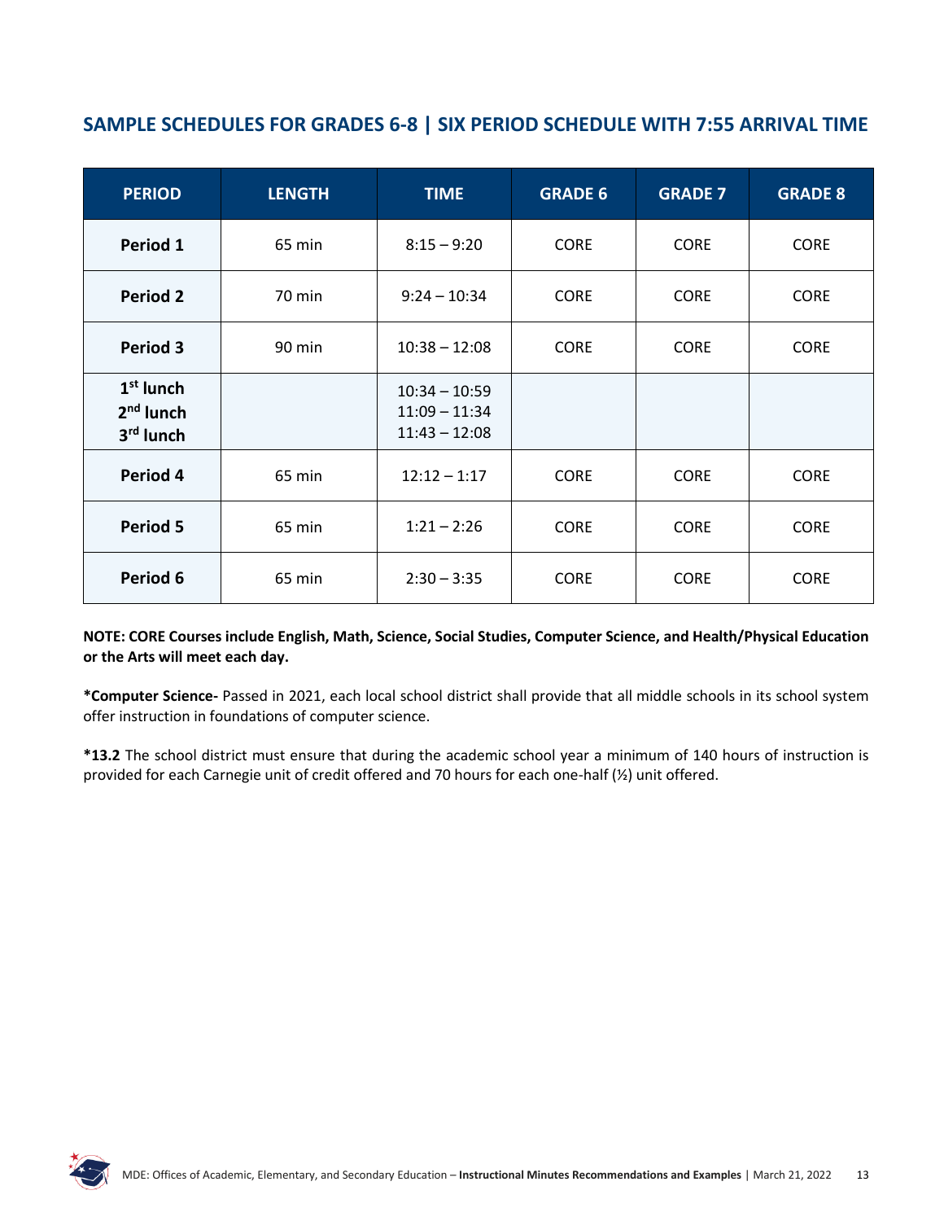## SAMPLE SCHEDULES FOR GRADES 6-8 | SIX PERIOD SCHEDULE WITH 7:55 ARRIVAL TIME

| PERIOD | LENGTH | TIME | GRADE 6 | GRADE 7 | GRADE 8 |
|---|---|---|---|---|---|
| **Period 1** | 65 min | 8:15 – 9:20 | CORE | CORE | CORE |
| **Period 2** | 70 min | 9:24 – 10:34 | CORE | CORE | CORE |
| **Period 3** | 90 min | 10:38 – 12:08 | CORE | CORE | CORE |
| **1st lunch**<br>**2nd lunch**<br>**3rd lunch** | | 10:34 – 10:59<br>11:09 – 11:34<br>11:43 – 12:08 | | | |
| **Period 4** | 65 min | 12:12 – 1:17 | CORE | CORE | CORE |
| **Period 5** | 65 min | 1:21 – 2:26 | CORE | CORE | CORE |
| **Period 6** | 65 min | 2:30 – 3:35 | CORE | CORE | CORE |

**NOTE: CORE Courses include English, Math, Science, Social Studies, Computer Science, and Health/Physical Education or the Arts will meet each day.**

**\*Computer Science-** Passed in 2021, each local school district shall provide that all middle schools in its school system offer instruction in foundations of computer science.

**\*13.2** The school district must ensure that during the academic school year a minimum of 140 hours of instruction is provided for each Carnegie unit of credit offered and 70 hours for each one-half (½) unit offered.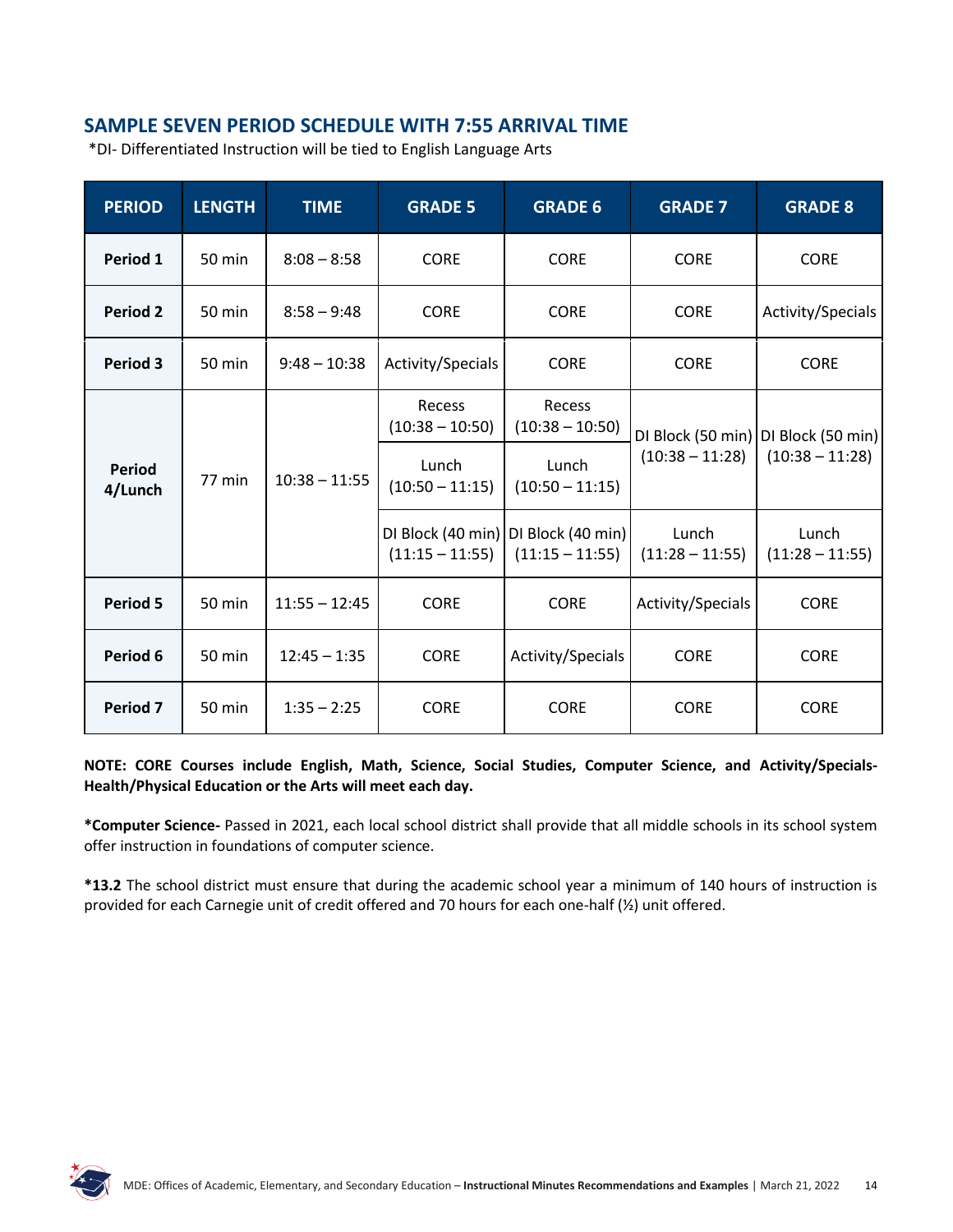## SAMPLE SEVEN PERIOD SCHEDULE WITH 7:55 ARRIVAL TIME

*DI- Differentiated Instruction will be tied to English Language Arts

| PERIOD | LENGTH | TIME | GRADE 5 | GRADE 6 | GRADE 7 | GRADE 8 |
|---|---|---|---|---|---|---|
| **Period 1** | 50 min | 8:08 – 8:58 | CORE | CORE | CORE | CORE |
| **Period 2** | 50 min | 8:58 – 9:48 | CORE | CORE | CORE | Activity/Specials |
| **Period 3** | 50 min | 9:48 – 10:38 | Activity/Specials | CORE | CORE | CORE |
| **Period 4/Lunch** | 77 min | 10:38 – 11:55 | Recess (10:38 – 10:50) | Recess (10:38 – 10:50) | DI Block (50 min) (10:38 – 11:28) | DI Block (50 min) (10:38 – 11:28) |
| | | | Lunch (10:50 – 11:15) | Lunch (10:50 – 11:15) | | |
| | | | DI Block (40 min) (11:15 – 11:55) | DI Block (40 min) (11:15 – 11:55) | Lunch (11:28 – 11:55) | Lunch (11:28 – 11:55) |
| **Period 5** | 50 min | 11:55 – 12:45 | CORE | CORE | Activity/Specials | CORE |
| **Period 6** | 50 min | 12:45 – 1:35 | CORE | Activity/Specials | CORE | CORE |
| **Period 7** | 50 min | 1:35 – 2:25 | CORE | CORE | CORE | CORE |

**NOTE: CORE Courses include English, Math, Science, Social Studies, Computer Science, and Activity/Specials- Health/Physical Education or the Arts will meet each day.**

***Computer Science-** Passed in 2021, each local school district shall provide that all middle schools in its school system offer instruction in foundations of computer science.

***13.2** The school district must ensure that during the academic school year a minimum of 140 hours of instruction is provided for each Carnegie unit of credit offered and 70 hours for each one-half (½) unit offered.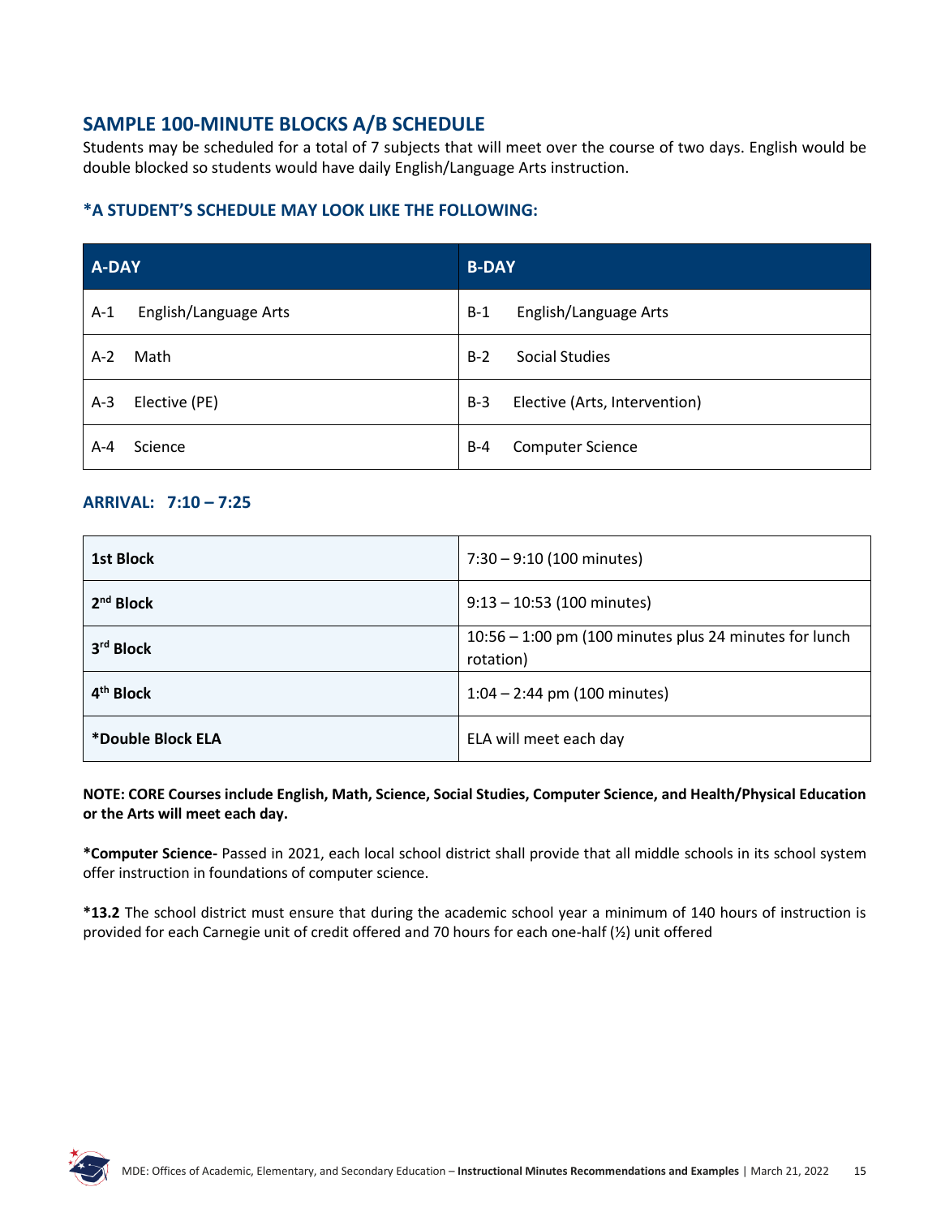## SAMPLE 100-MINUTE BLOCKS A/B SCHEDULE

Students may be scheduled for a total of 7 subjects that will meet over the course of two days. English would be double blocked so students would have daily English/Language Arts instruction.

### *A STUDENT'S SCHEDULE MAY LOOK LIKE THE FOLLOWING:

| A-DAY | B-DAY |
|---|---|
| A-1 English/Language Arts | B-1 English/Language Arts |
| A-2 Math | B-2 Social Studies |
| A-3 Elective (PE) | B-3 Elective (Arts, Intervention) |
| A-4 Science | B-4 Computer Science |

### ARRIVAL: 7:10 – 7:25

| | |
|---|---|
| **1st Block** | 7:30 – 9:10 (100 minutes) |
| **2nd Block** | 9:13 – 10:53 (100 minutes) |
| **3rd Block** | 10:56 – 1:00 pm (100 minutes plus 24 minutes for lunch rotation) |
| **4th Block** | 1:04 – 2:44 pm (100 minutes) |
| ***Double Block ELA** | ELA will meet each day |

**NOTE: CORE Courses include English, Math, Science, Social Studies, Computer Science, and Health/Physical Education or the Arts will meet each day.**

***Computer Science-** Passed in 2021, each local school district shall provide that all middle schools in its school system offer instruction in foundations of computer science.

***13.2** The school district must ensure that during the academic school year a minimum of 140 hours of instruction is provided for each Carnegie unit of credit offered and 70 hours for each one-half (½) unit offered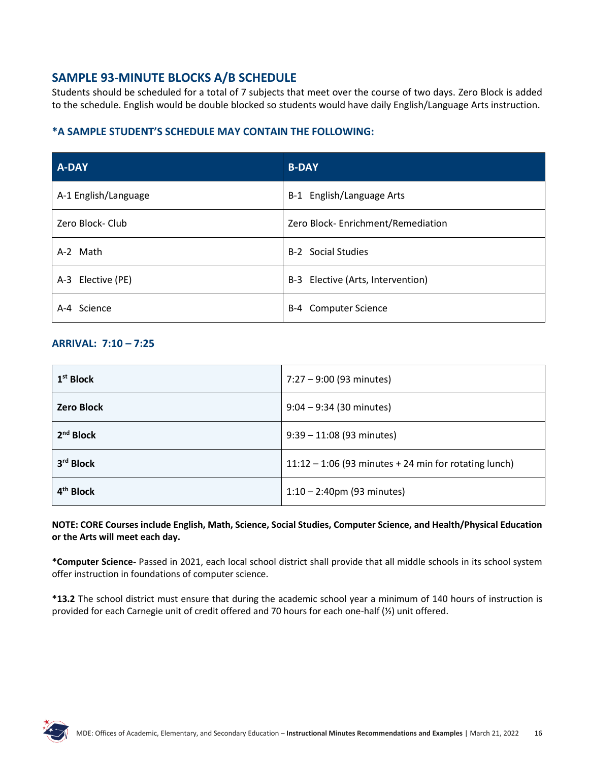## SAMPLE 93-MINUTE BLOCKS A/B SCHEDULE

Students should be scheduled for a total of 7 subjects that meet over the course of two days. Zero Block is added to the schedule. English would be double blocked so students would have daily English/Language Arts instruction.

### *A SAMPLE STUDENT'S SCHEDULE MAY CONTAIN THE FOLLOWING:

| A-DAY | B-DAY |
|---|---|
| A-1 English/Language | B-1 English/Language Arts |
| Zero Block- Club | Zero Block- Enrichment/Remediation |
| A-2 Math | B-2 Social Studies |
| A-3 Elective (PE) | B-3 Elective (Arts, Intervention) |
| A-4 Science | B-4 Computer Science |

### ARRIVAL: 7:10 – 7:25

| | |
|---|---|
| **1st Block** | 7:27 – 9:00 (93 minutes) |
| **Zero Block** | 9:04 – 9:34 (30 minutes) |
| **2nd Block** | 9:39 – 11:08 (93 minutes) |
| **3rd Block** | 11:12 – 1:06 (93 minutes + 24 min for rotating lunch) |
| **4th Block** | 1:10 – 2:40pm (93 minutes) |

**NOTE: CORE Courses include English, Math, Science, Social Studies, Computer Science, and Health/Physical Education or the Arts will meet each day.**

***Computer Science-** Passed in 2021, each local school district shall provide that all middle schools in its school system offer instruction in foundations of computer science.

***13.2** The school district must ensure that during the academic school year a minimum of 140 hours of instruction is provided for each Carnegie unit of credit offered and 70 hours for each one-half (½) unit offered.